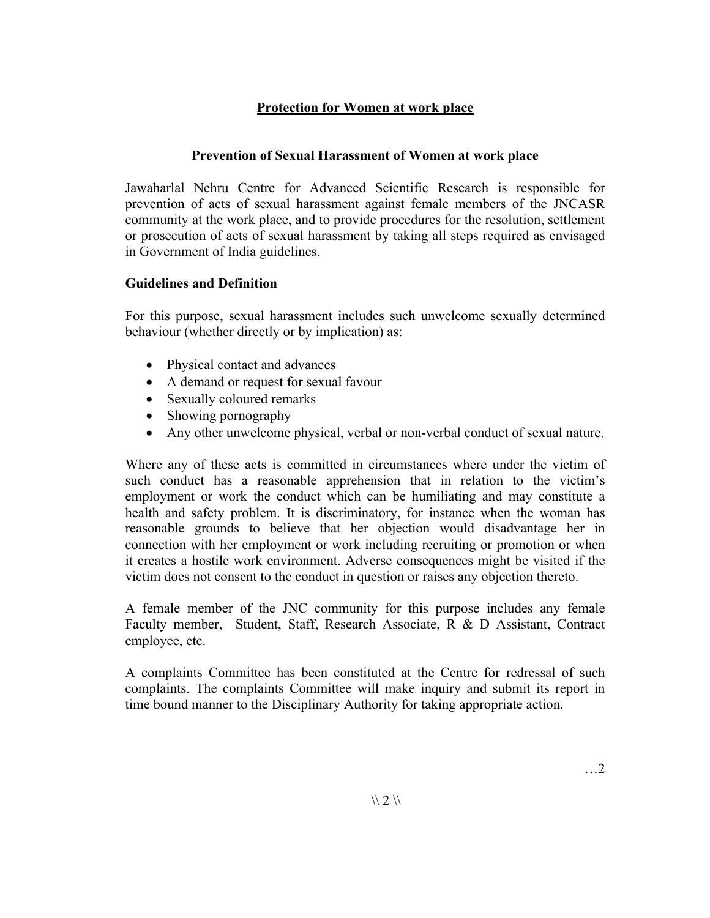# Protection for Women at work place

## Prevention of Sexual Harassment of Women at work place

Jawaharlal Nehru Centre for Advanced Scientific Research is responsible for prevention of acts of sexual harassment against female members of the JNCASR community at the work place, and to provide procedures for the resolution, settlement or prosecution of acts of sexual harassment by taking all steps required as envisaged in Government of India guidelines.

### Guidelines and Definition

For this purpose, sexual harassment includes such unwelcome sexually determined behaviour (whether directly or by implication) as:

- Physical contact and advances
- A demand or request for sexual favour
- Sexually coloured remarks
- Showing pornography
- Any other unwelcome physical, verbal or non-verbal conduct of sexual nature.

Where any of these acts is committed in circumstances where under the victim of such conduct has a reasonable apprehension that in relation to the victim's employment or work the conduct which can be humiliating and may constitute a health and safety problem. It is discriminatory, for instance when the woman has reasonable grounds to believe that her objection would disadvantage her in connection with her employment or work including recruiting or promotion or when it creates a hostile work environment. Adverse consequences might be visited if the victim does not consent to the conduct in question or raises any objection thereto.

A female member of the JNC community for this purpose includes any female Faculty member, Student, Staff, Research Associate, R & D Assistant, Contract employee, etc.

A complaints Committee has been constituted at the Centre for redressal of such complaints. The complaints Committee will make inquiry and submit its report in time bound manner to the Disciplinary Authority for taking appropriate action.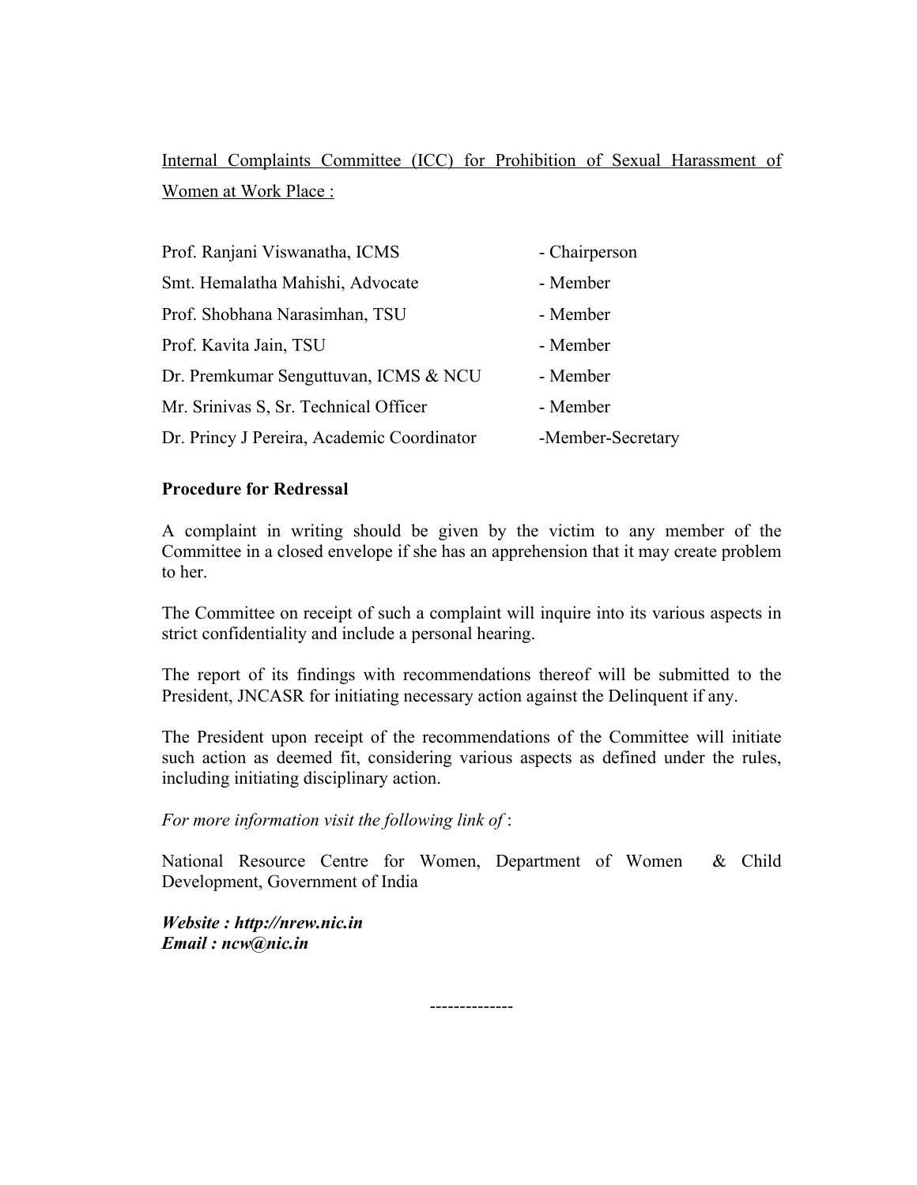Internal Complaints Committee (ICC) for Prohibition of Sexual Harassment of Women at Work Place :

| | |
|---|---|
| Prof. Ranjani Viswanatha, ICMS | - Chairperson |
| Smt. Hemalatha Mahishi, Advocate | - Member |
| Prof. Shobhana Narasimhan, TSU | - Member |
| Prof. Kavita Jain, TSU | - Member |
| Dr. Premkumar Senguttuvan, ICMS & NCU | - Member |
| Mr. Srinivas S, Sr. Technical Officer | - Member |
| Dr. Princy J Pereira, Academic Coordinator | -Member-Secretary |

**Procedure for Redressal**

A complaint in writing should be given by the victim to any member of the Committee in a closed envelope if she has an apprehension that it may create problem to her.

The Committee on receipt of such a complaint will inquire into its various aspects in strict confidentiality and include a personal hearing.

The report of its findings with recommendations thereof will be submitted to the President, JNCASR for initiating necessary action against the Delinquent if any.

The President upon receipt of the recommendations of the Committee will initiate such action as deemed fit, considering various aspects as defined under the rules, including initiating disciplinary action.

*For more information visit the following link of* :

National Resource Centre for Women, Department of Women & Child Development, Government of India

***Website : http://nrew.nic.in***
***Email : ncw@nic.in***

-------------